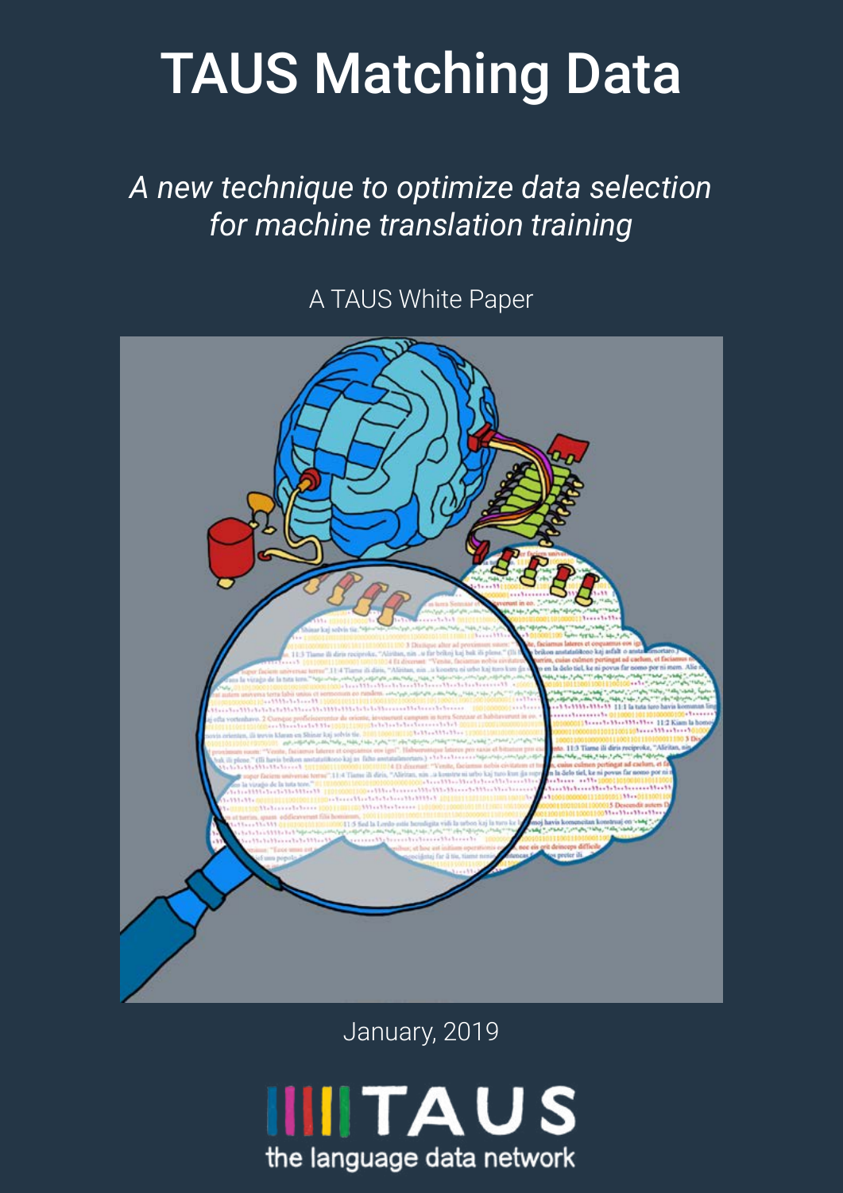# TAUS Matching Data

*A new technique to optimize data selection for machine translation training*

A TAUS White Paper

January, 2019

TAUS

the language data network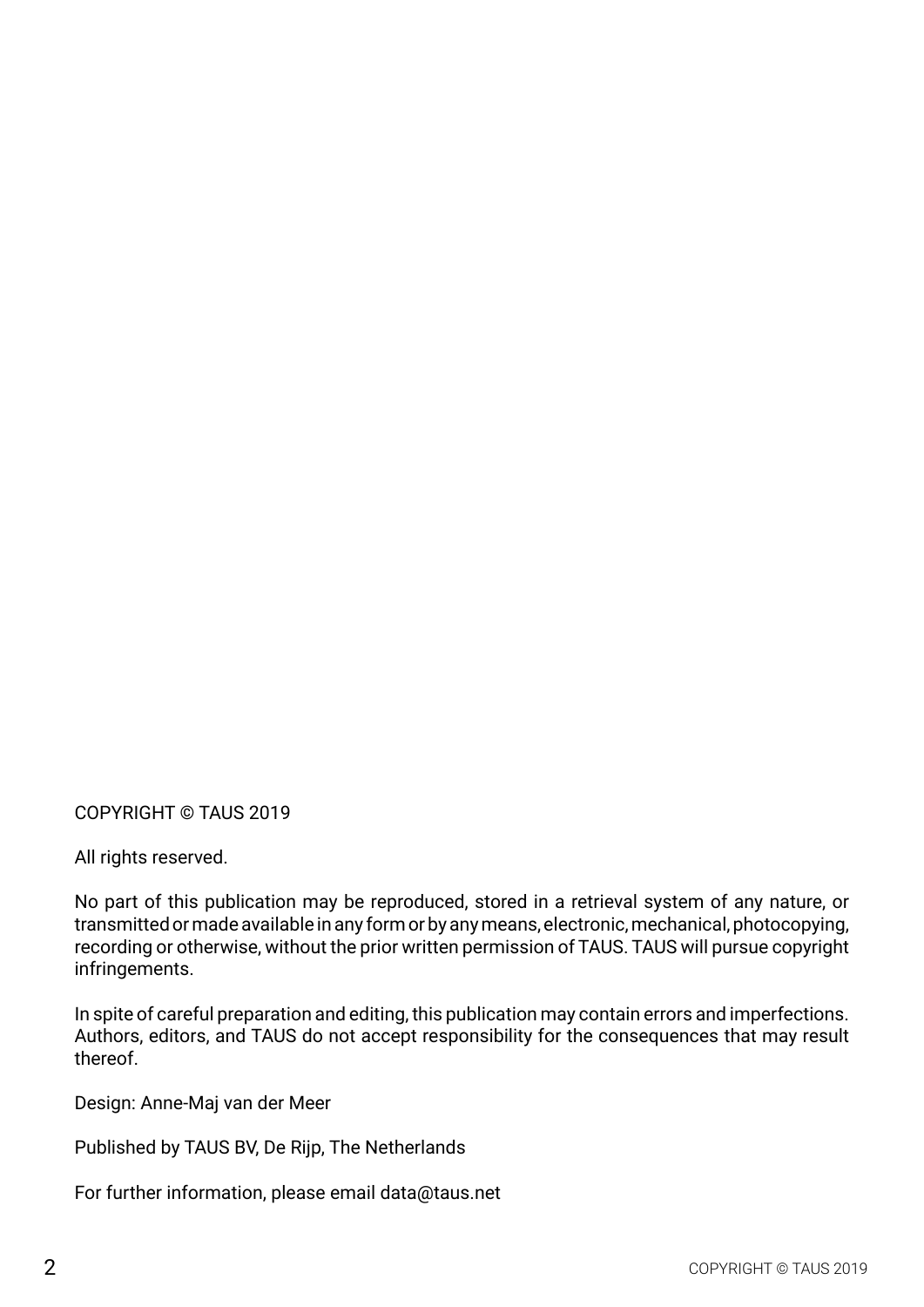COPYRIGHT © TAUS 2019

All rights reserved.

No part of this publication may be reproduced, stored in a retrieval system of any nature, or transmitted or made available in any form or by any means, electronic, mechanical, photocopying, recording or otherwise, without the prior written permission of TAUS. TAUS will pursue copyright infringements.

In spite of careful preparation and editing, this publication may contain errors and imperfections. Authors, editors, and TAUS do not accept responsibility for the consequences that may result thereof.

Design: Anne-Maj van der Meer

Published by TAUS BV, De Rijp, The Netherlands

For further information, please email data@taus.net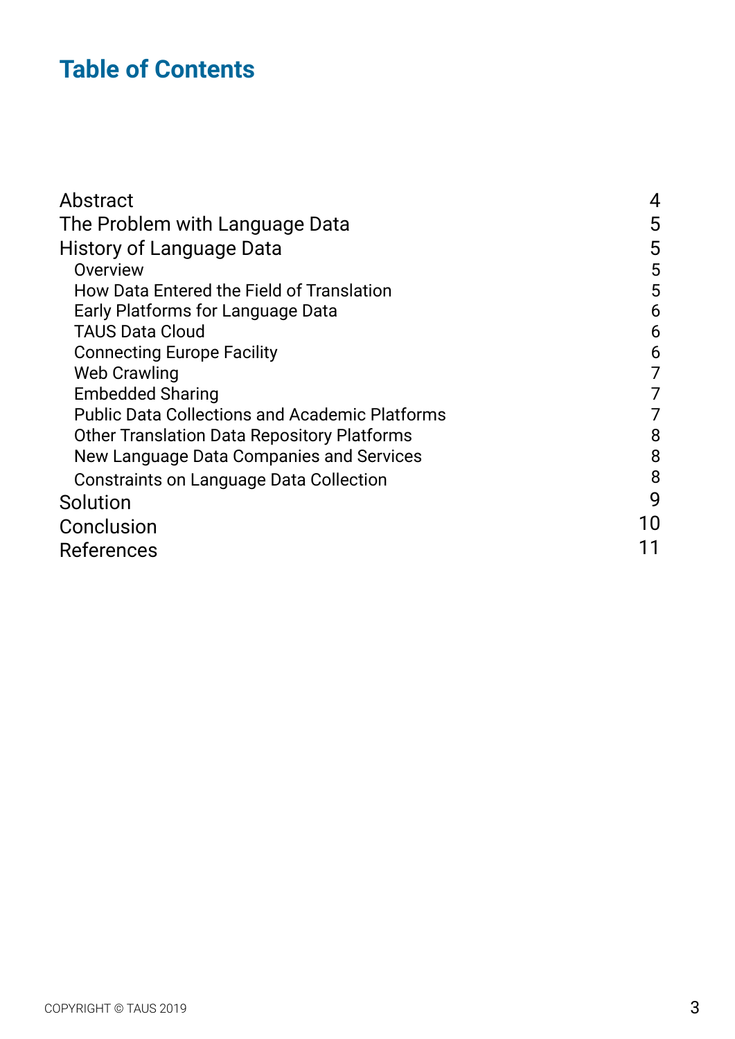# Table of Contents

| | |
|---|---|
| Abstract | 4 |
| The Problem with Language Data | 5 |
| History of Language Data | 5 |
| Overview | 5 |
| How Data Entered the Field of Translation | 5 |
| Early Platforms for Language Data | 6 |
| TAUS Data Cloud | 6 |
| Connecting Europe Facility | 6 |
| Web Crawling | 7 |
| Embedded Sharing | 7 |
| Public Data Collections and Academic Platforms | 7 |
| Other Translation Data Repository Platforms | 8 |
| New Language Data Companies and Services | 8 |
| Constraints on Language Data Collection | 8 |
| Solution | 9 |
| Conclusion | 10 |
| References | 11 |

COPYRIGHT © TAUS 2019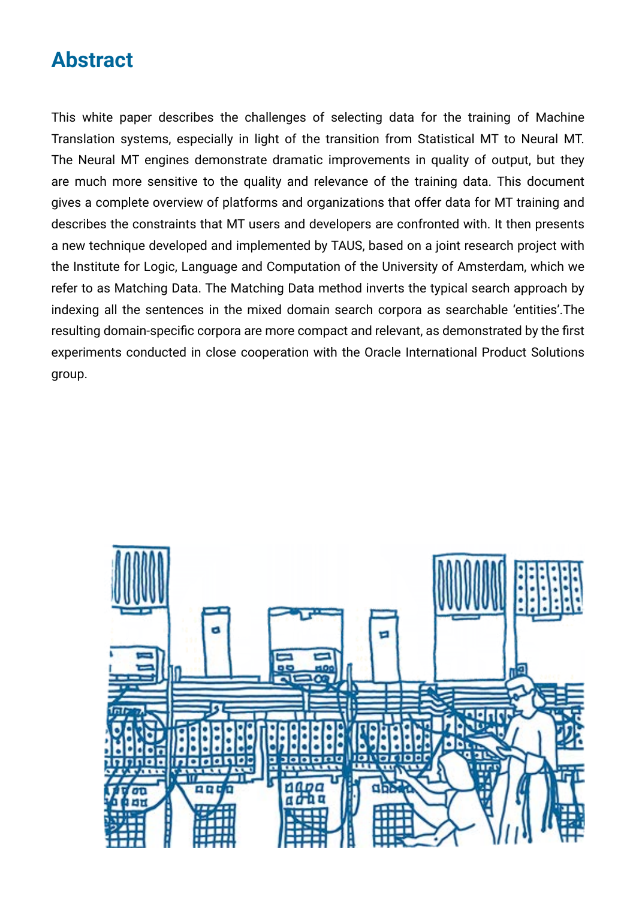## Abstract

This white paper describes the challenges of selecting data for the training of Machine Translation systems, especially in light of the transition from Statistical MT to Neural MT. The Neural MT engines demonstrate dramatic improvements in quality of output, but they are much more sensitive to the quality and relevance of the training data. This document gives a complete overview of platforms and organizations that offer data for MT training and describes the constraints that MT users and developers are confronted with. It then presents a new technique developed and implemented by TAUS, based on a joint research project with the Institute for Logic, Language and Computation of the University of Amsterdam, which we refer to as Matching Data. The Matching Data method inverts the typical search approach by indexing all the sentences in the mixed domain search corpora as searchable 'entities'.The resulting domain-specific corpora are more compact and relevant, as demonstrated by the first experiments conducted in close cooperation with the Oracle International Product Solutions group.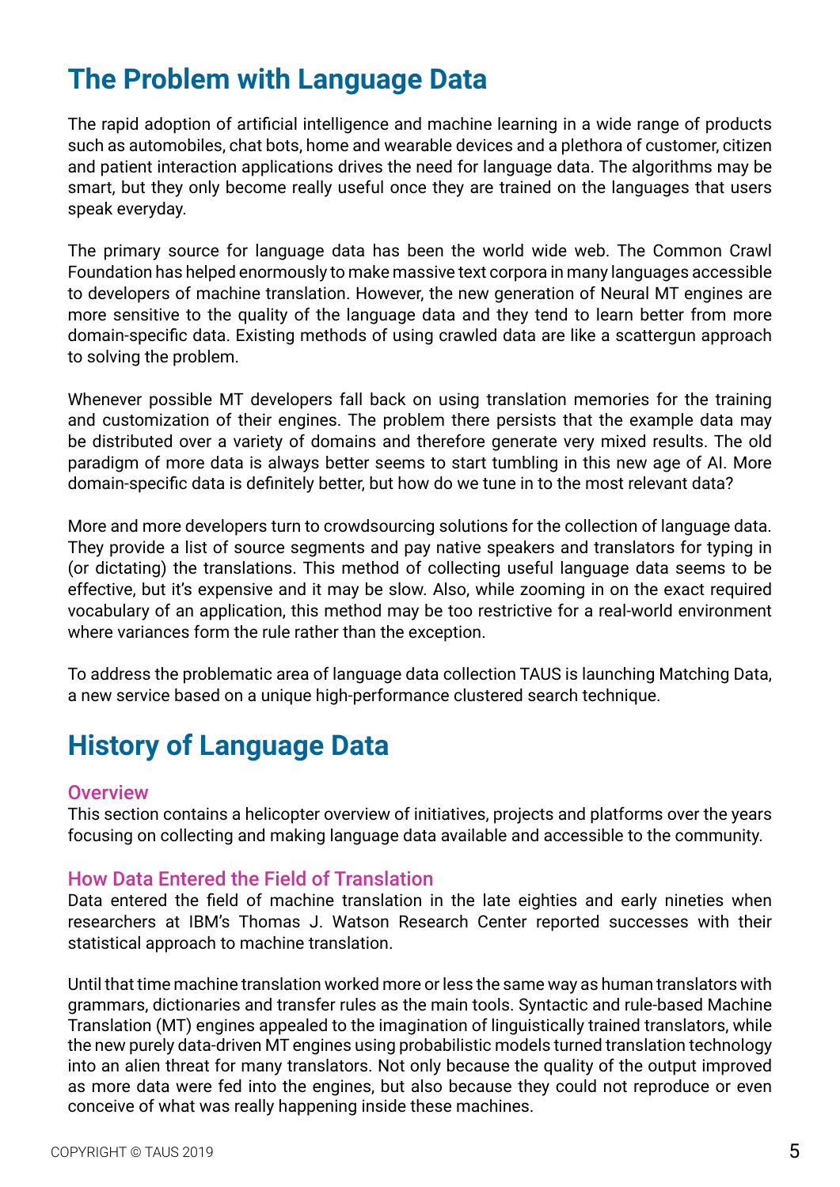# The Problem with Language Data

The rapid adoption of artificial intelligence and machine learning in a wide range of products such as automobiles, chat bots, home and wearable devices and a plethora of customer, citizen and patient interaction applications drives the need for language data. The algorithms may be smart, but they only become really useful once they are trained on the languages that users speak everyday.

The primary source for language data has been the world wide web. The Common Crawl Foundation has helped enormously to make massive text corpora in many languages accessible to developers of machine translation. However, the new generation of Neural MT engines are more sensitive to the quality of the language data and they tend to learn better from more domain-specific data. Existing methods of using crawled data are like a scattergun approach to solving the problem.

Whenever possible MT developers fall back on using translation memories for the training and customization of their engines. The problem there persists that the example data may be distributed over a variety of domains and therefore generate very mixed results. The old paradigm of more data is always better seems to start tumbling in this new age of AI. More domain-specific data is definitely better, but how do we tune in to the most relevant data?

More and more developers turn to crowdsourcing solutions for the collection of language data. They provide a list of source segments and pay native speakers and translators for typing in (or dictating) the translations. This method of collecting useful language data seems to be effective, but it's expensive and it may be slow. Also, while zooming in on the exact required vocabulary of an application, this method may be too restrictive for a real-world environment where variances form the rule rather than the exception.

To address the problematic area of language data collection TAUS is launching Matching Data, a new service based on a unique high-performance clustered search technique.

# History of Language Data

## Overview

This section contains a helicopter overview of initiatives, projects and platforms over the years focusing on collecting and making language data available and accessible to the community.

## How Data Entered the Field of Translation

Data entered the field of machine translation in the late eighties and early nineties when researchers at IBM's Thomas J. Watson Research Center reported successes with their statistical approach to machine translation.

Until that time machine translation worked more or less the same way as human translators with grammars, dictionaries and transfer rules as the main tools. Syntactic and rule-based Machine Translation (MT) engines appealed to the imagination of linguistically trained translators, while the new purely data-driven MT engines using probabilistic models turned translation technology into an alien threat for many translators. Not only because the quality of the output improved as more data were fed into the engines, but also because they could not reproduce or even conceive of what was really happening inside these machines.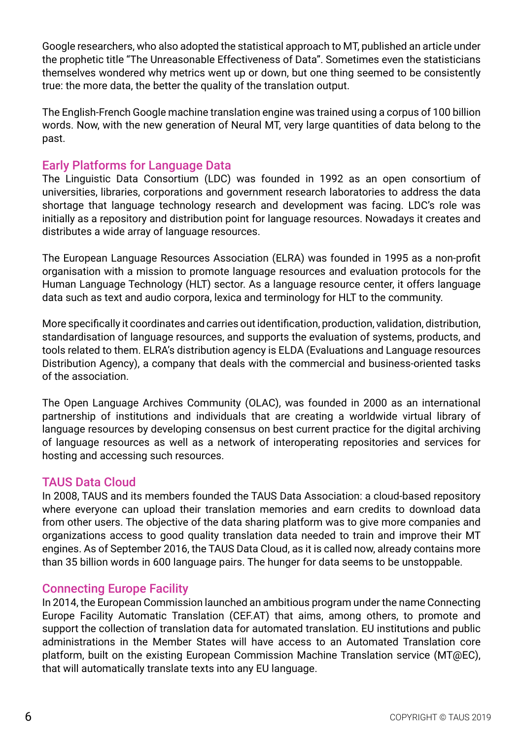Google researchers, who also adopted the statistical approach to MT, published an article under the prophetic title "The Unreasonable Effectiveness of Data". Sometimes even the statisticians themselves wondered why metrics went up or down, but one thing seemed to be consistently true: the more data, the better the quality of the translation output.

The English-French Google machine translation engine was trained using a corpus of 100 billion words. Now, with the new generation of Neural MT, very large quantities of data belong to the past.

## Early Platforms for Language Data

The Linguistic Data Consortium (LDC) was founded in 1992 as an open consortium of universities, libraries, corporations and government research laboratories to address the data shortage that language technology research and development was facing. LDC's role was initially as a repository and distribution point for language resources. Nowadays it creates and distributes a wide array of language resources.

The European Language Resources Association (ELRA) was founded in 1995 as a non-profit organisation with a mission to promote language resources and evaluation protocols for the Human Language Technology (HLT) sector. As a language resource center, it offers language data such as text and audio corpora, lexica and terminology for HLT to the community.

More specifically it coordinates and carries out identification, production, validation, distribution, standardisation of language resources, and supports the evaluation of systems, products, and tools related to them. ELRA's distribution agency is ELDA (Evaluations and Language resources Distribution Agency), a company that deals with the commercial and business-oriented tasks of the association.

The Open Language Archives Community (OLAC), was founded in 2000 as an international partnership of institutions and individuals that are creating a worldwide virtual library of language resources by developing consensus on best current practice for the digital archiving of language resources as well as a network of interoperating repositories and services for hosting and accessing such resources.

## TAUS Data Cloud

In 2008, TAUS and its members founded the TAUS Data Association: a cloud-based repository where everyone can upload their translation memories and earn credits to download data from other users. The objective of the data sharing platform was to give more companies and organizations access to good quality translation data needed to train and improve their MT engines. As of September 2016, the TAUS Data Cloud, as it is called now, already contains more than 35 billion words in 600 language pairs. The hunger for data seems to be unstoppable.

## Connecting Europe Facility

In 2014, the European Commission launched an ambitious program under the name Connecting Europe Facility Automatic Translation (CEF.AT) that aims, among others, to promote and support the collection of translation data for automated translation. EU institutions and public administrations in the Member States will have access to an Automated Translation core platform, built on the existing European Commission Machine Translation service (MT@EC), that will automatically translate texts into any EU language.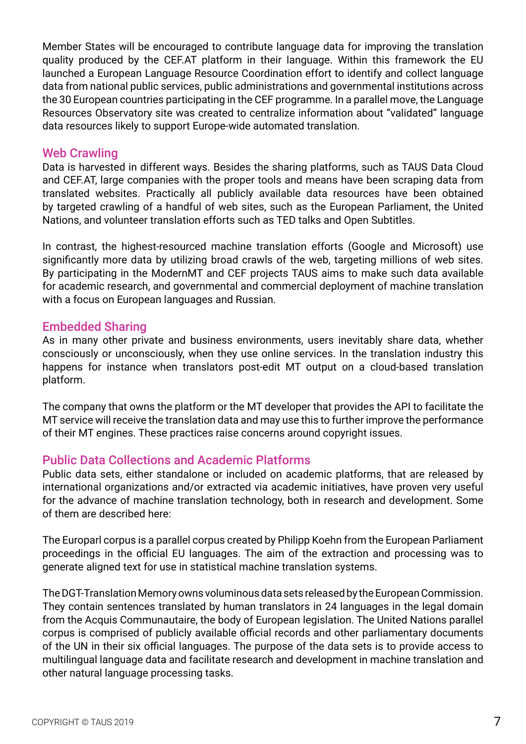Member States will be encouraged to contribute language data for improving the translation quality produced by the CEF.AT platform in their language. Within this framework the EU launched a European Language Resource Coordination effort to identify and collect language data from national public services, public administrations and governmental institutions across the 30 European countries participating in the CEF programme. In a parallel move, the Language Resources Observatory site was created to centralize information about "validated" language data resources likely to support Europe-wide automated translation.

## Web Crawling

Data is harvested in different ways. Besides the sharing platforms, such as TAUS Data Cloud and CEF.AT, large companies with the proper tools and means have been scraping data from translated websites. Practically all publicly available data resources have been obtained by targeted crawling of a handful of web sites, such as the European Parliament, the United Nations, and volunteer translation efforts such as TED talks and Open Subtitles.

In contrast, the highest-resourced machine translation efforts (Google and Microsoft) use significantly more data by utilizing broad crawls of the web, targeting millions of web sites. By participating in the ModernMT and CEF projects TAUS aims to make such data available for academic research, and governmental and commercial deployment of machine translation with a focus on European languages and Russian.

## Embedded Sharing

As in many other private and business environments, users inevitably share data, whether consciously or unconsciously, when they use online services. In the translation industry this happens for instance when translators post-edit MT output on a cloud-based translation platform.

The company that owns the platform or the MT developer that provides the API to facilitate the MT service will receive the translation data and may use this to further improve the performance of their MT engines. These practices raise concerns around copyright issues.

## Public Data Collections and Academic Platforms

Public data sets, either standalone or included on academic platforms, that are released by international organizations and/or extracted via academic initiatives, have proven very useful for the advance of machine translation technology, both in research and development. Some of them are described here:

The Europarl corpus is a parallel corpus created by Philipp Koehn from the European Parliament proceedings in the official EU languages. The aim of the extraction and processing was to generate aligned text for use in statistical machine translation systems.

The DGT-Translation Memory owns voluminous data sets released by the European Commission. They contain sentences translated by human translators in 24 languages in the legal domain from the Acquis Communautaire, the body of European legislation. The United Nations parallel corpus is comprised of publicly available official records and other parliamentary documents of the UN in their six official languages. The purpose of the data sets is to provide access to multilingual language data and facilitate research and development in machine translation and other natural language processing tasks.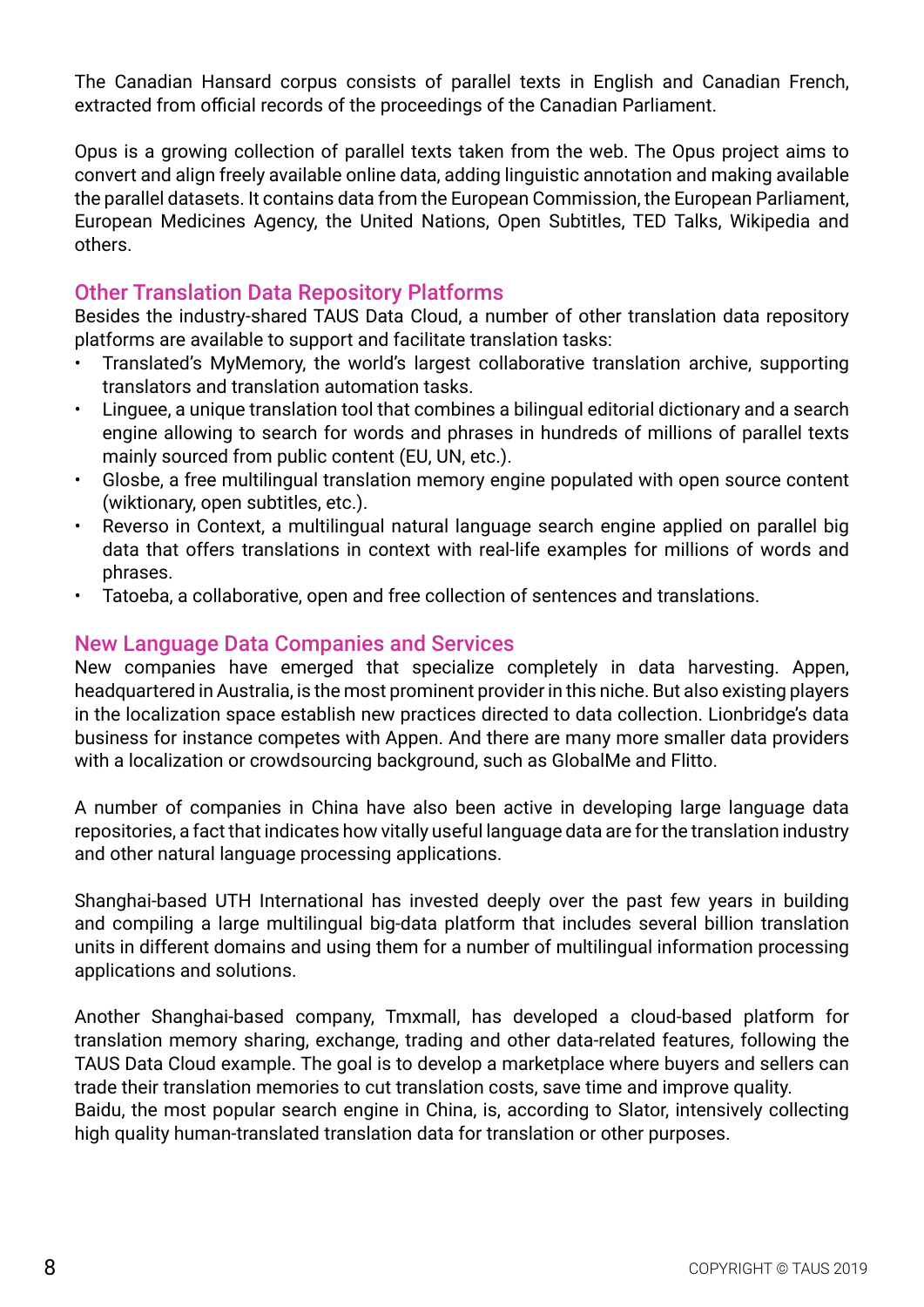The Canadian Hansard corpus consists of parallel texts in English and Canadian French, extracted from official records of the proceedings of the Canadian Parliament.

Opus is a growing collection of parallel texts taken from the web. The Opus project aims to convert and align freely available online data, adding linguistic annotation and making available the parallel datasets. It contains data from the European Commission, the European Parliament, European Medicines Agency, the United Nations, Open Subtitles, TED Talks, Wikipedia and others.

## Other Translation Data Repository Platforms

Besides the industry-shared TAUS Data Cloud, a number of other translation data repository platforms are available to support and facilitate translation tasks:

- Translated's MyMemory, the world's largest collaborative translation archive, supporting translators and translation automation tasks.
- Linguee, a unique translation tool that combines a bilingual editorial dictionary and a search engine allowing to search for words and phrases in hundreds of millions of parallel texts mainly sourced from public content (EU, UN, etc.).
- Glosbe, a free multilingual translation memory engine populated with open source content (wiktionary, open subtitles, etc.).
- Reverso in Context, a multilingual natural language search engine applied on parallel big data that offers translations in context with real-life examples for millions of words and phrases.
- Tatoeba, a collaborative, open and free collection of sentences and translations.

## New Language Data Companies and Services

New companies have emerged that specialize completely in data harvesting. Appen, headquartered in Australia, is the most prominent provider in this niche. But also existing players in the localization space establish new practices directed to data collection. Lionbridge's data business for instance competes with Appen. And there are many more smaller data providers with a localization or crowdsourcing background, such as GlobalMe and Flitto.

A number of companies in China have also been active in developing large language data repositories, a fact that indicates how vitally useful language data are for the translation industry and other natural language processing applications.

Shanghai-based UTH International has invested deeply over the past few years in building and compiling a large multilingual big-data platform that includes several billion translation units in different domains and using them for a number of multilingual information processing applications and solutions.

Another Shanghai-based company, Tmxmall, has developed a cloud-based platform for translation memory sharing, exchange, trading and other data-related features, following the TAUS Data Cloud example. The goal is to develop a marketplace where buyers and sellers can trade their translation memories to cut translation costs, save time and improve quality.
Baidu, the most popular search engine in China, is, according to Slator, intensively collecting high quality human-translated translation data for translation or other purposes.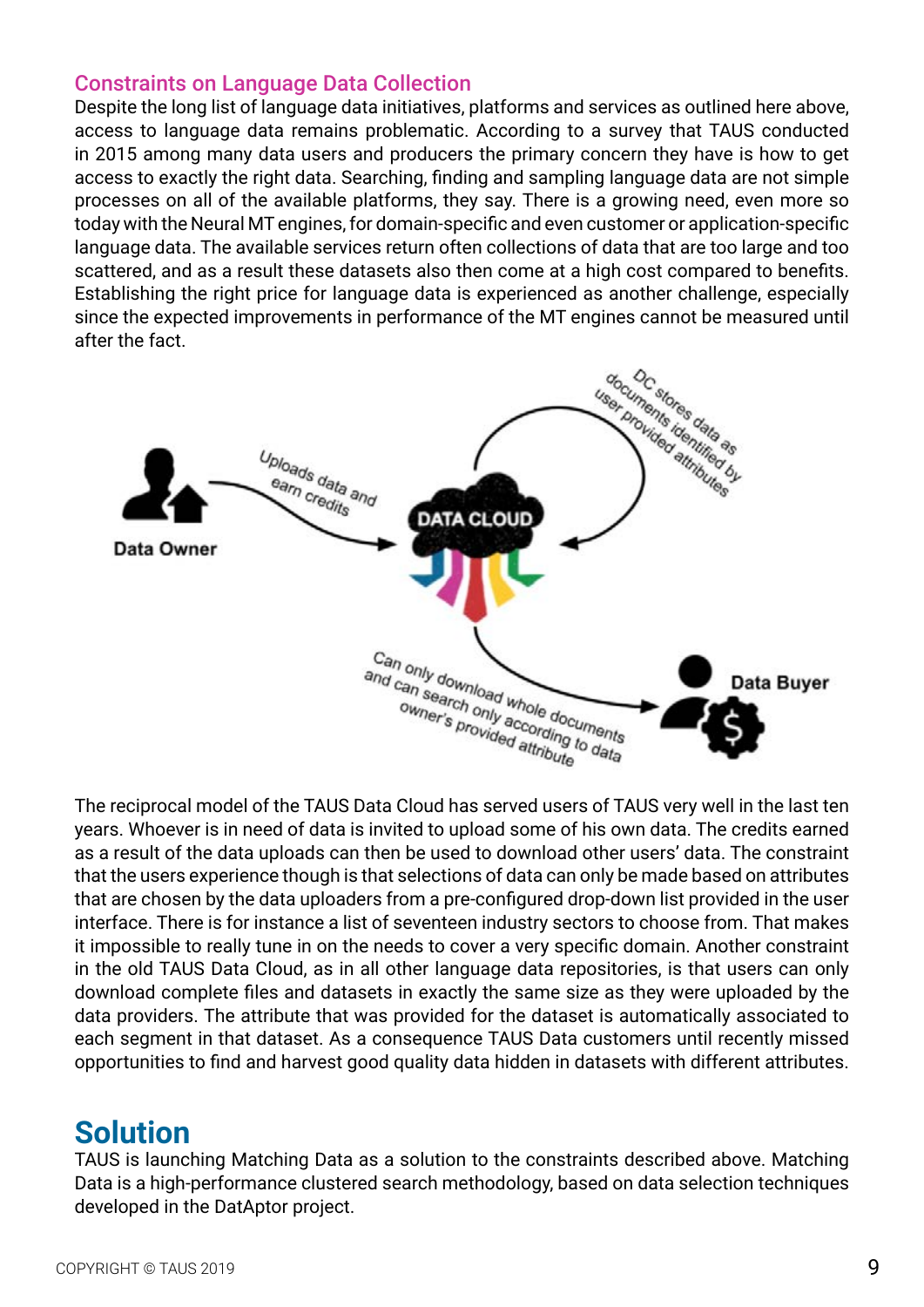## Constraints on Language Data Collection

Despite the long list of language data initiatives, platforms and services as outlined here above, access to language data remains problematic. According to a survey that TAUS conducted in 2015 among many data users and producers the primary concern they have is how to get access to exactly the right data. Searching, finding and sampling language data are not simple processes on all of the available platforms, they say. There is a growing need, even more so today with the Neural MT engines, for domain-specific and even customer or application-specific language data. The available services return often collections of data that are too large and too scattered, and as a result these datasets also then come at a high cost compared to benefits. Establishing the right price for language data is experienced as another challenge, especially since the expected improvements in performance of the MT engines cannot be measured until after the fact.

Data Owner

Uploads data and earn credits

DATA CLOUD

DC stores data as documents identified by user provided attributes

Can only download whole documents and can search only according to data owner's provided attribute

Data Buyer

The reciprocal model of the TAUS Data Cloud has served users of TAUS very well in the last ten years. Whoever is in need of data is invited to upload some of his own data. The credits earned as a result of the data uploads can then be used to download other users' data. The constraint that the users experience though is that selections of data can only be made based on attributes that are chosen by the data uploaders from a pre-configured drop-down list provided in the user interface. There is for instance a list of seventeen industry sectors to choose from. That makes it impossible to really tune in on the needs to cover a very specific domain. Another constraint in the old TAUS Data Cloud, as in all other language data repositories, is that users can only download complete files and datasets in exactly the same size as they were uploaded by the data providers. The attribute that was provided for the dataset is automatically associated to each segment in that dataset. As a consequence TAUS Data customers until recently missed opportunities to find and harvest good quality data hidden in datasets with different attributes.

# Solution

TAUS is launching Matching Data as a solution to the constraints described above. Matching Data is a high-performance clustered search methodology, based on data selection techniques developed in the DatAptor project.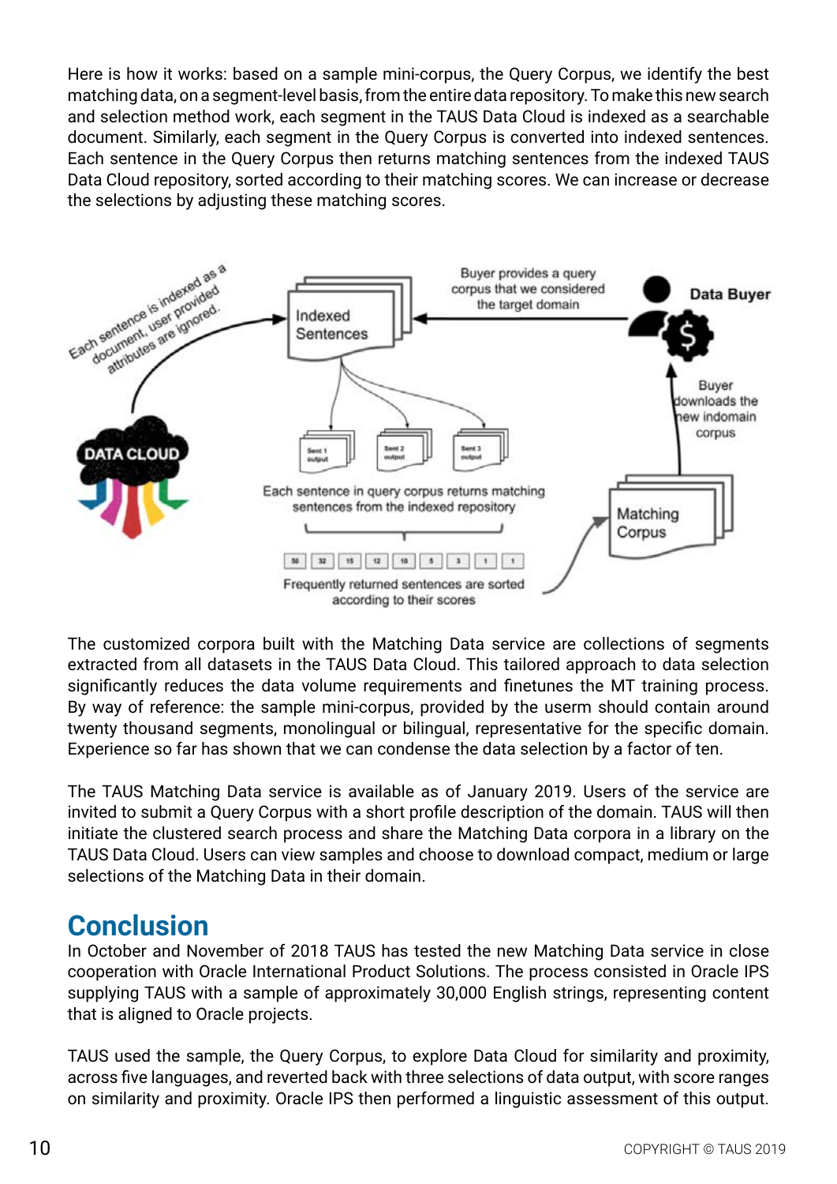Here is how it works: based on a sample mini-corpus, the Query Corpus, we identify the best matching data, on a segment-level basis, from the entire data repository. To make this new search and selection method work, each segment in the TAUS Data Cloud is indexed as a searchable document. Similarly, each segment in the Query Corpus is converted into indexed sentences. Each sentence in the Query Corpus then returns matching sentences from the indexed TAUS Data Cloud repository, sorted according to their matching scores. We can increase or decrease the selections by adjusting these matching scores.

The customized corpora built with the Matching Data service are collections of segments extracted from all datasets in the TAUS Data Cloud. This tailored approach to data selection significantly reduces the data volume requirements and finetunes the MT training process. By way of reference: the sample mini-corpus, provided by the userm should contain around twenty thousand segments, monolingual or bilingual, representative for the specific domain. Experience so far has shown that we can condense the data selection by a factor of ten.

The TAUS Matching Data service is available as of January 2019. Users of the service are invited to submit a Query Corpus with a short profile description of the domain. TAUS will then initiate the clustered search process and share the Matching Data corpora in a library on the TAUS Data Cloud. Users can view samples and choose to download compact, medium or large selections of the Matching Data in their domain.

## Conclusion

In October and November of 2018 TAUS has tested the new Matching Data service in close cooperation with Oracle International Product Solutions. The process consisted in Oracle IPS supplying TAUS with a sample of approximately 30,000 English strings, representing content that is aligned to Oracle projects.

TAUS used the sample, the Query Corpus, to explore Data Cloud for similarity and proximity, across five languages, and reverted back with three selections of data output, with score ranges on similarity and proximity. Oracle IPS then performed a linguistic assessment of this output.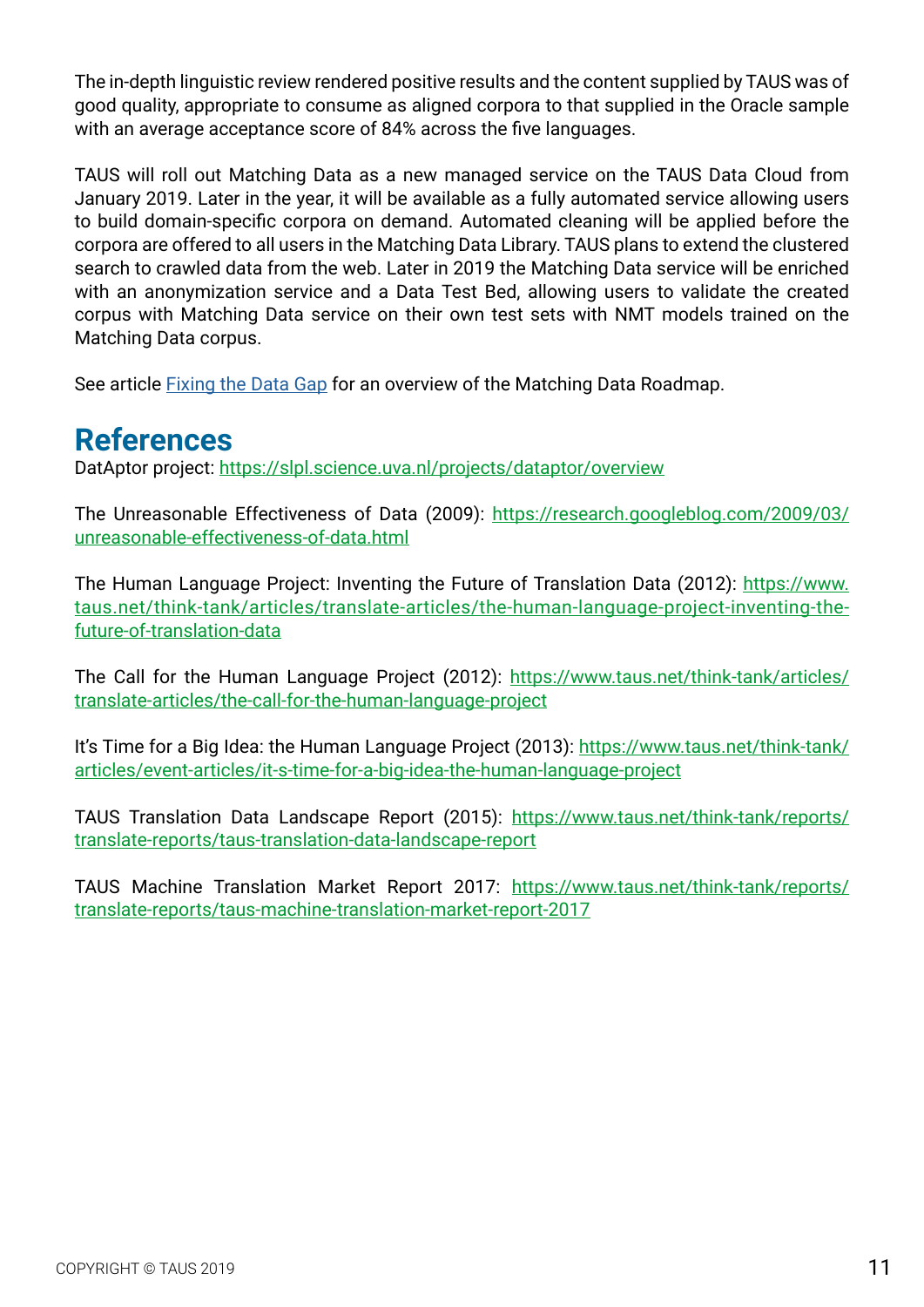The in-depth linguistic review rendered positive results and the content supplied by TAUS was of good quality, appropriate to consume as aligned corpora to that supplied in the Oracle sample with an average acceptance score of 84% across the five languages.

TAUS will roll out Matching Data as a new managed service on the TAUS Data Cloud from January 2019. Later in the year, it will be available as a fully automated service allowing users to build domain-specific corpora on demand. Automated cleaning will be applied before the corpora are offered to all users in the Matching Data Library. TAUS plans to extend the clustered search to crawled data from the web. Later in 2019 the Matching Data service will be enriched with an anonymization service and a Data Test Bed, allowing users to validate the created corpus with Matching Data service on their own test sets with NMT models trained on the Matching Data corpus.

See article [Fixing the Data Gap]() for an overview of the Matching Data Roadmap.

## References

DatAptor project: https://slpl.science.uva.nl/projects/dataptor/overview

The Unreasonable Effectiveness of Data (2009): https://research.googleblog.com/2009/03/unreasonable-effectiveness-of-data.html

The Human Language Project: Inventing the Future of Translation Data (2012): https://www.taus.net/think-tank/articles/translate-articles/the-human-language-project-inventing-the-future-of-translation-data

The Call for the Human Language Project (2012): https://www.taus.net/think-tank/articles/translate-articles/the-call-for-the-human-language-project

It's Time for a Big Idea: the Human Language Project (2013): https://www.taus.net/think-tank/articles/event-articles/it-s-time-for-a-big-idea-the-human-language-project

TAUS Translation Data Landscape Report (2015): https://www.taus.net/think-tank/reports/translate-reports/taus-translation-data-landscape-report

TAUS Machine Translation Market Report 2017: https://www.taus.net/think-tank/reports/translate-reports/taus-machine-translation-market-report-2017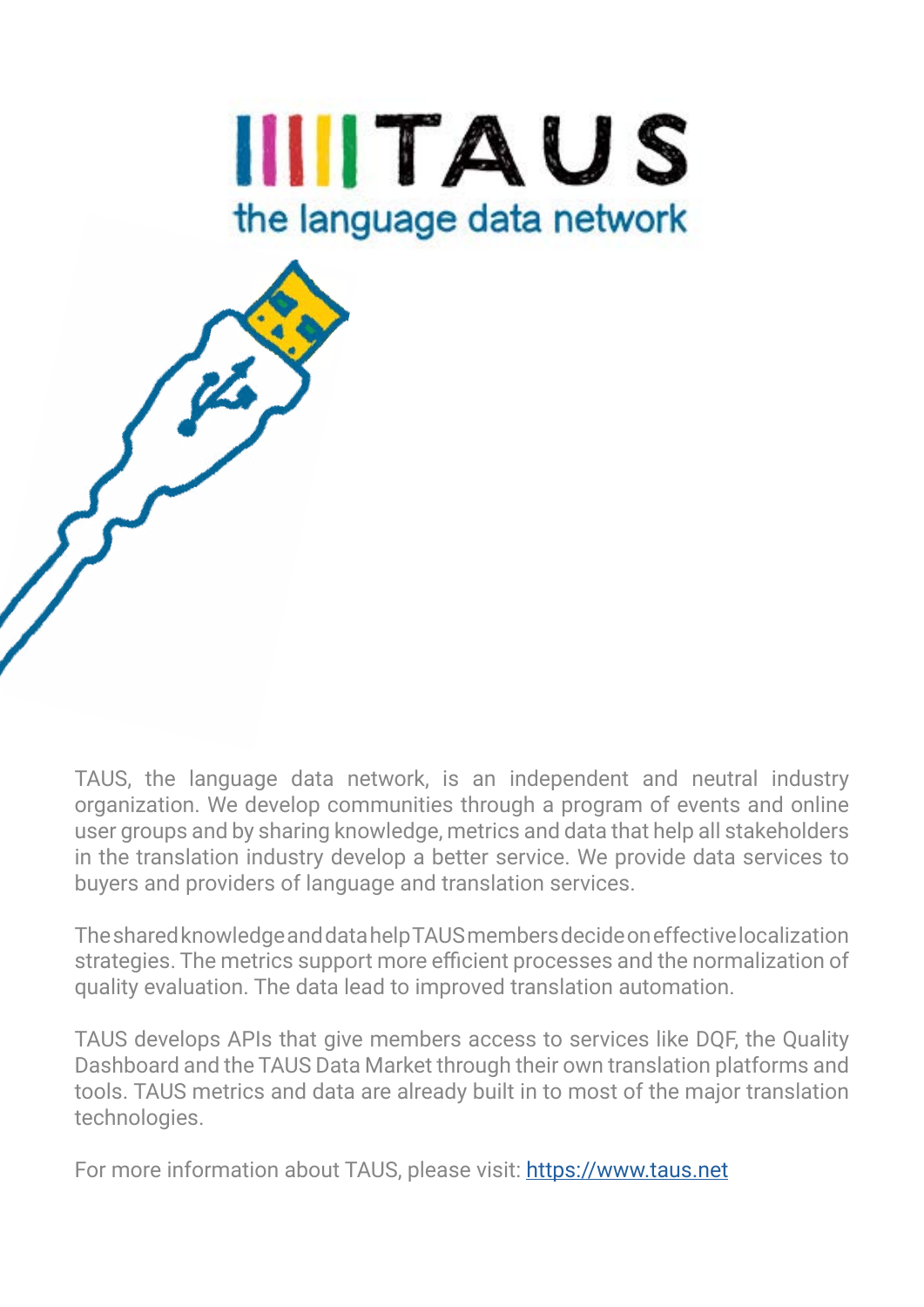TAUS, the language data network, is an independent and neutral industry organization. We develop communities through a program of events and online user groups and by sharing knowledge, metrics and data that help all stakeholders in the translation industry develop a better service. We provide data services to buyers and providers of language and translation services.

The shared knowledge and data help TAUS members decide on effective localization strategies. The metrics support more efficient processes and the normalization of quality evaluation. The data lead to improved translation automation.

TAUS develops APIs that give members access to services like DQF, the Quality Dashboard and the TAUS Data Market through their own translation platforms and tools. TAUS metrics and data are already built in to most of the major translation technologies.

For more information about TAUS, please visit: [https://www.taus.net](https://www.taus.net)